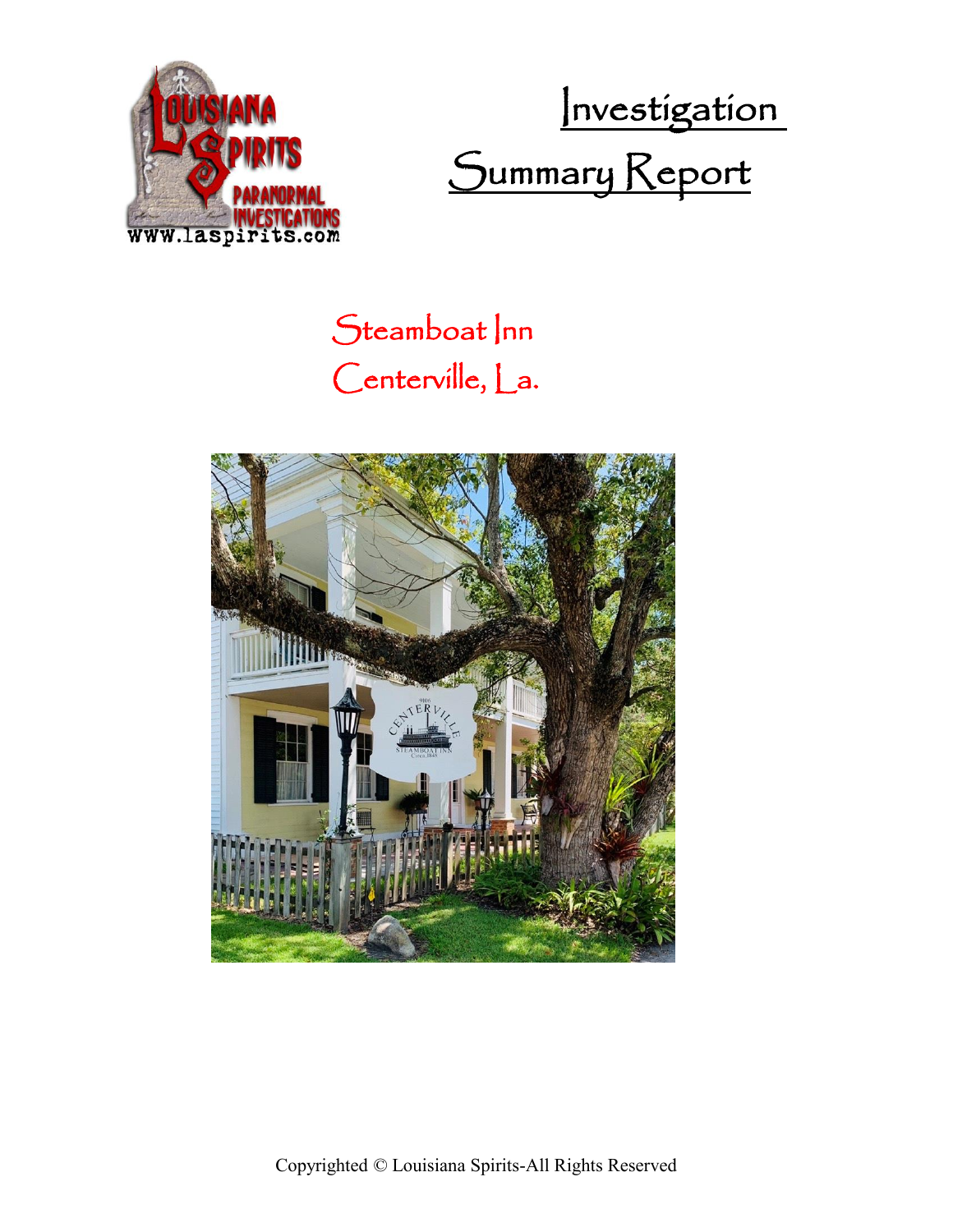# Investigation Summary Report

## Steamboat Inn
## Centerville, La.

Copyrighted © Louisiana Spirits-All Rights Reserved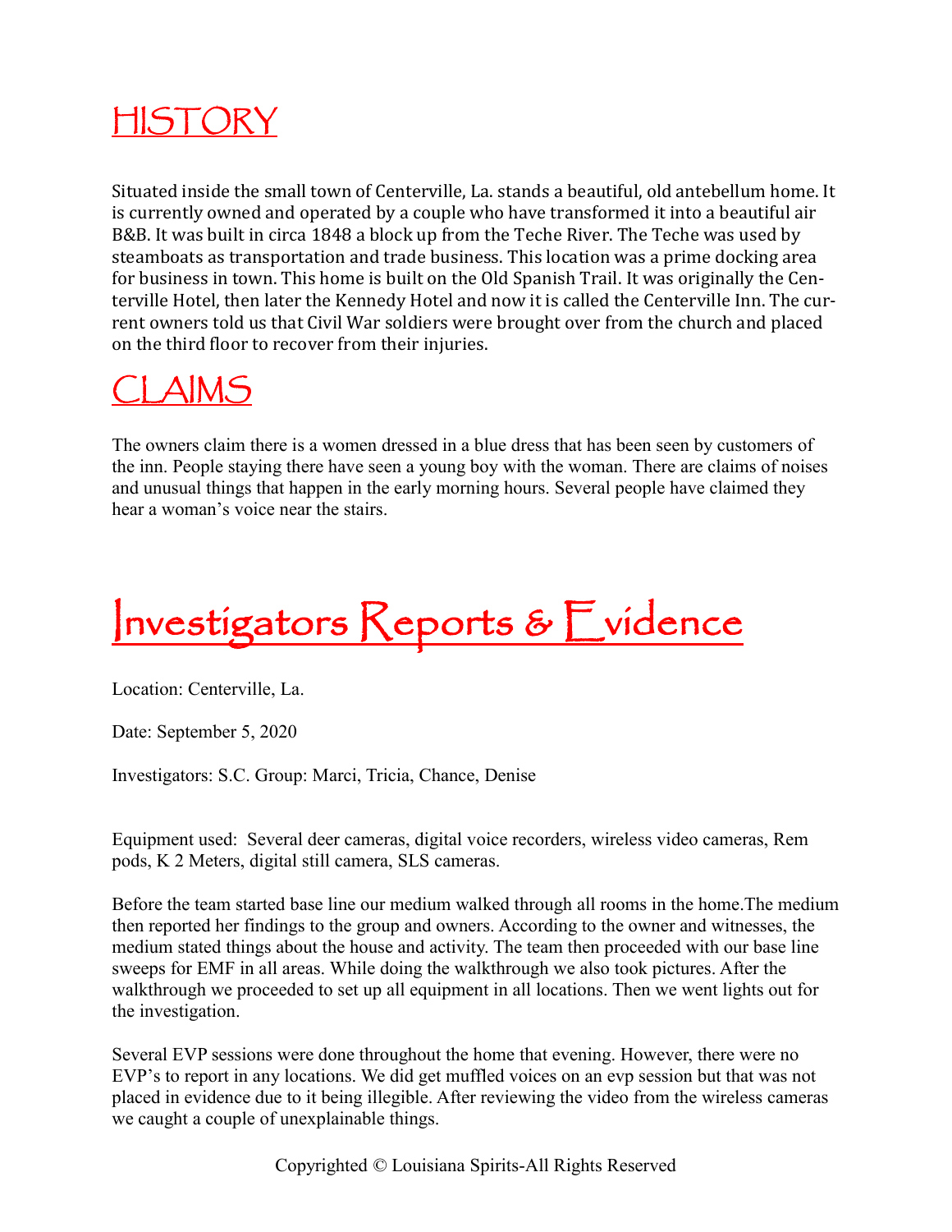# HISTORY

Situated inside the small town of Centerville, La. stands a beautiful, old antebellum home. It is currently owned and operated by a couple who have transformed it into a beautiful air B&B. It was built in circa 1848 a block up from the Teche River. The Teche was used by steamboats as transportation and trade business. This location was a prime docking area for business in town. This home is built on the Old Spanish Trail. It was originally the Centerville Hotel, then later the Kennedy Hotel and now it is called the Centerville Inn. The current owners told us that Civil War soldiers were brought over from the church and placed on the third floor to recover from their injuries.

# CLAIMS

The owners claim there is a women dressed in a blue dress that has been seen by customers of the inn. People staying there have seen a young boy with the woman. There are claims of noises and unusual things that happen in the early morning hours. Several people have claimed they hear a woman's voice near the stairs.

# Investigators Reports & Evidence

Location: Centerville, La.

Date: September 5, 2020

Investigators: S.C. Group: Marci, Tricia, Chance, Denise

Equipment used: Several deer cameras, digital voice recorders, wireless video cameras, Rem pods, K 2 Meters, digital still camera, SLS cameras.

Before the team started base line our medium walked through all rooms in the home.The medium then reported her findings to the group and owners. According to the owner and witnesses, the medium stated things about the house and activity. The team then proceeded with our base line sweeps for EMF in all areas. While doing the walkthrough we also took pictures. After the walkthrough we proceeded to set up all equipment in all locations. Then we went lights out for the investigation.

Several EVP sessions were done throughout the home that evening. However, there were no EVP's to report in any locations. We did get muffled voices on an evp session but that was not placed in evidence due to it being illegible. After reviewing the video from the wireless cameras we caught a couple of unexplainable things.

Copyrighted © Louisiana Spirits-All Rights Reserved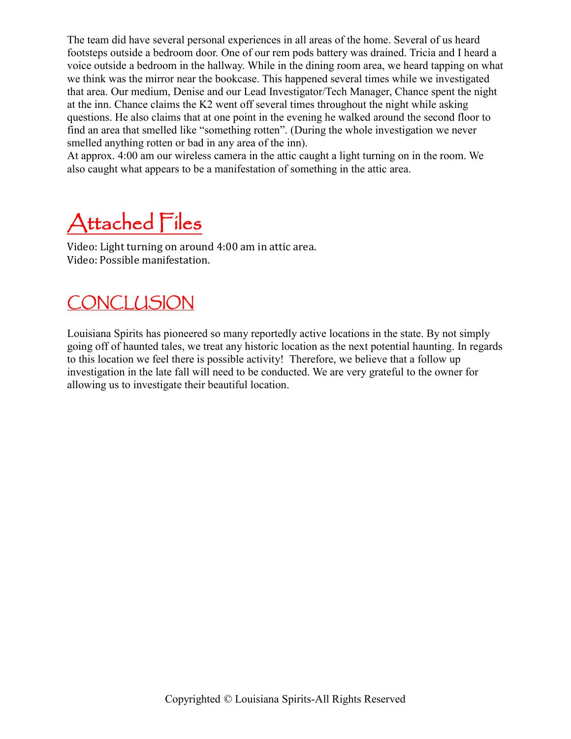The team did have several personal experiences in all areas of the home. Several of us heard footsteps outside a bedroom door. One of our rem pods battery was drained. Tricia and I heard a voice outside a bedroom in the hallway. While in the dining room area, we heard tapping on what we think was the mirror near the bookcase. This happened several times while we investigated that area. Our medium, Denise and our Lead Investigator/Tech Manager, Chance spent the night at the inn. Chance claims the K2 went off several times throughout the night while asking questions. He also claims that at one point in the evening he walked around the second floor to find an area that smelled like "something rotten". (During the whole investigation we never smelled anything rotten or bad in any area of the inn).

At approx. 4:00 am our wireless camera in the attic caught a light turning on in the room. We also caught what appears to be a manifestation of something in the attic area.

## Attached Files

Video: Light turning on around 4:00 am in attic area.
Video: Possible manifestation.

## CONCLUSION

Louisiana Spirits has pioneered so many reportedly active locations in the state. By not simply going off of haunted tales, we treat any historic location as the next potential haunting. In regards to this location we feel there is possible activity! Therefore, we believe that a follow up investigation in the late fall will need to be conducted. We are very grateful to the owner for allowing us to investigate their beautiful location.